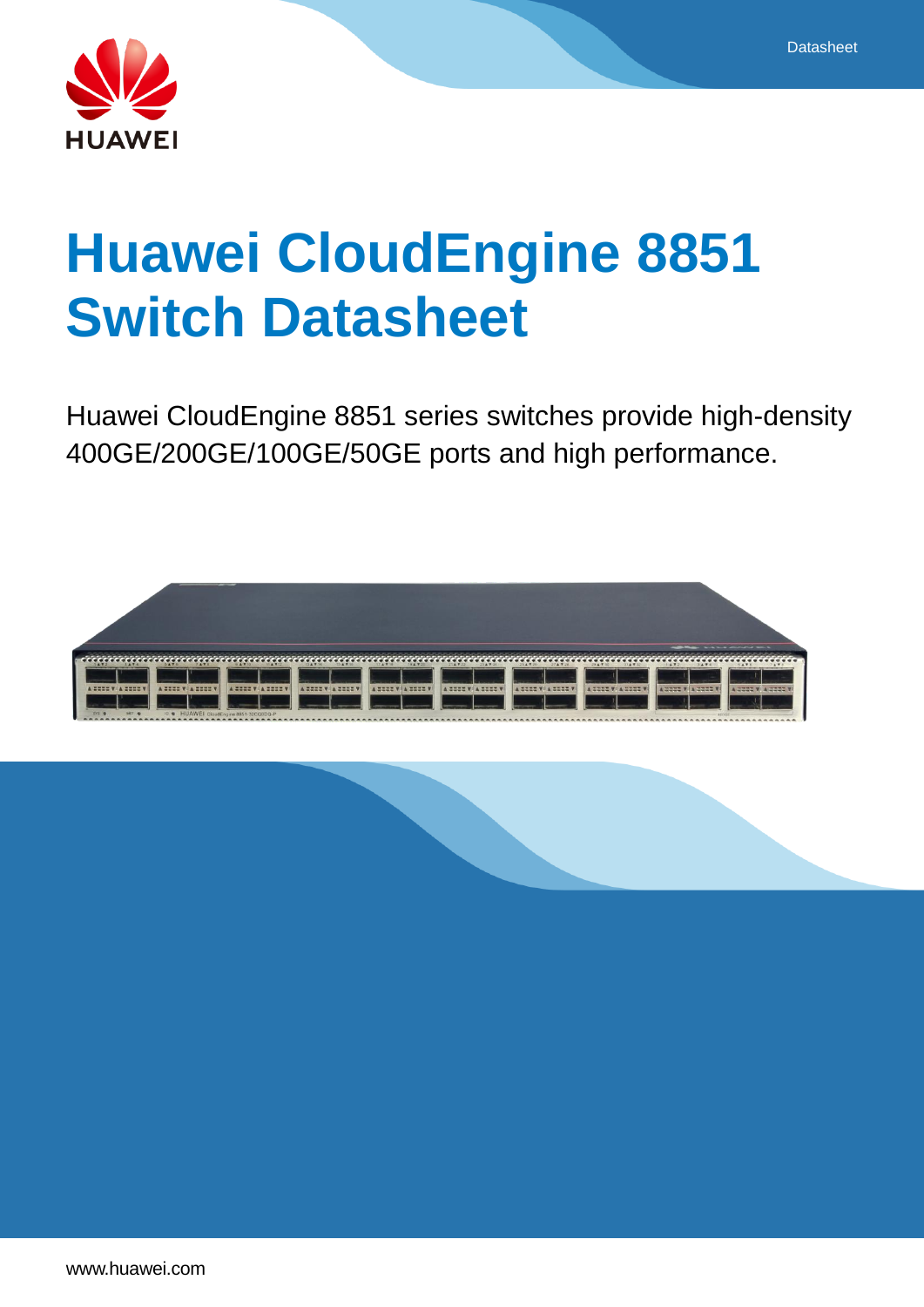# Huawei CloudEngine 8851 Switch Datasheet

Huawei CloudEngine 8851 series switches provide high-density 400GE/200GE/100GE/50GE ports and high performance.

www.huawei.com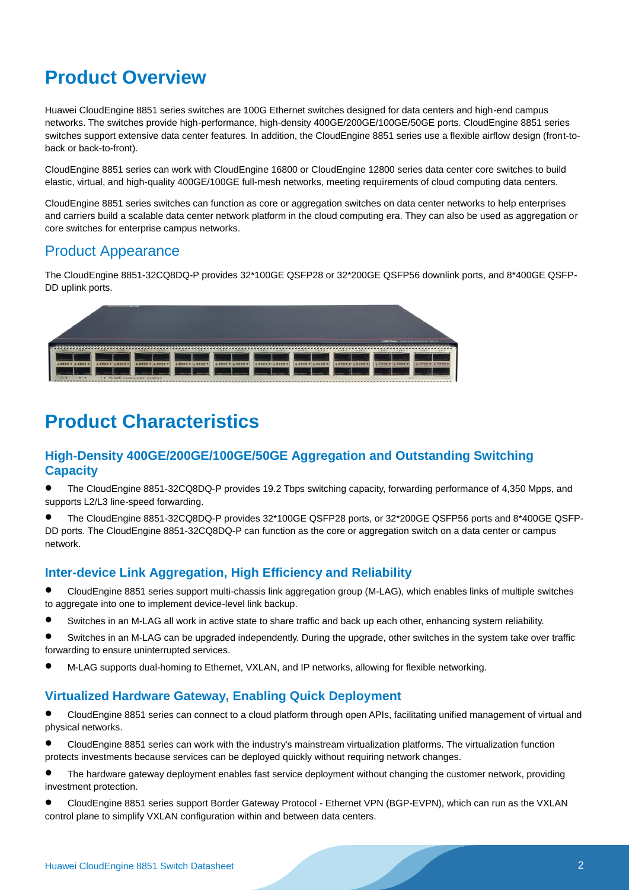# Product Overview

Huawei CloudEngine 8851 series switches are 100G Ethernet switches designed for data centers and high-end campus networks. The switches provide high-performance, high-density 400GE/200GE/100GE/50GE ports. CloudEngine 8851 series switches support extensive data center features. In addition, the CloudEngine 8851 series use a flexible airflow design (front-to-back or back-to-front).

CloudEngine 8851 series can work with CloudEngine 16800 or CloudEngine 12800 series data center core switches to build elastic, virtual, and high-quality 400GE/100GE full-mesh networks, meeting requirements of cloud computing data centers.

CloudEngine 8851 series switches can function as core or aggregation switches on data center networks to help enterprises and carriers build a scalable data center network platform in the cloud computing era. They can also be used as aggregation or core switches for enterprise campus networks.

## Product Appearance

The CloudEngine 8851-32CQ8DQ-P provides 32*100GE QSFP28 or 32*200GE QSFP56 downlink ports, and 8*400GE QSFP-DD uplink ports.

# Product Characteristics

### High-Density 400GE/200GE/100GE/50GE Aggregation and Outstanding Switching Capacity

- The CloudEngine 8851-32CQ8DQ-P provides 19.2 Tbps switching capacity, forwarding performance of 4,350 Mpps, and supports L2/L3 line-speed forwarding.
- The CloudEngine 8851-32CQ8DQ-P provides 32*100GE QSFP28 ports, or 32*200GE QSFP56 ports and 8*400GE QSFP-DD ports. The CloudEngine 8851-32CQ8DQ-P can function as the core or aggregation switch on a data center or campus network.

### Inter-device Link Aggregation, High Efficiency and Reliability

- CloudEngine 8851 series support multi-chassis link aggregation group (M-LAG), which enables links of multiple switches to aggregate into one to implement device-level link backup.
- Switches in an M-LAG all work in active state to share traffic and back up each other, enhancing system reliability.
- Switches in an M-LAG can be upgraded independently. During the upgrade, other switches in the system take over traffic forwarding to ensure uninterrupted services.
- M-LAG supports dual-homing to Ethernet, VXLAN, and IP networks, allowing for flexible networking.

### Virtualized Hardware Gateway, Enabling Quick Deployment

- CloudEngine 8851 series can connect to a cloud platform through open APIs, facilitating unified management of virtual and physical networks.
- CloudEngine 8851 series can work with the industry's mainstream virtualization platforms. The virtualization function protects investments because services can be deployed quickly without requiring network changes.
- The hardware gateway deployment enables fast service deployment without changing the customer network, providing investment protection.
- CloudEngine 8851 series support Border Gateway Protocol - Ethernet VPN (BGP-EVPN), which can run as the VXLAN control plane to simplify VXLAN configuration within and between data centers.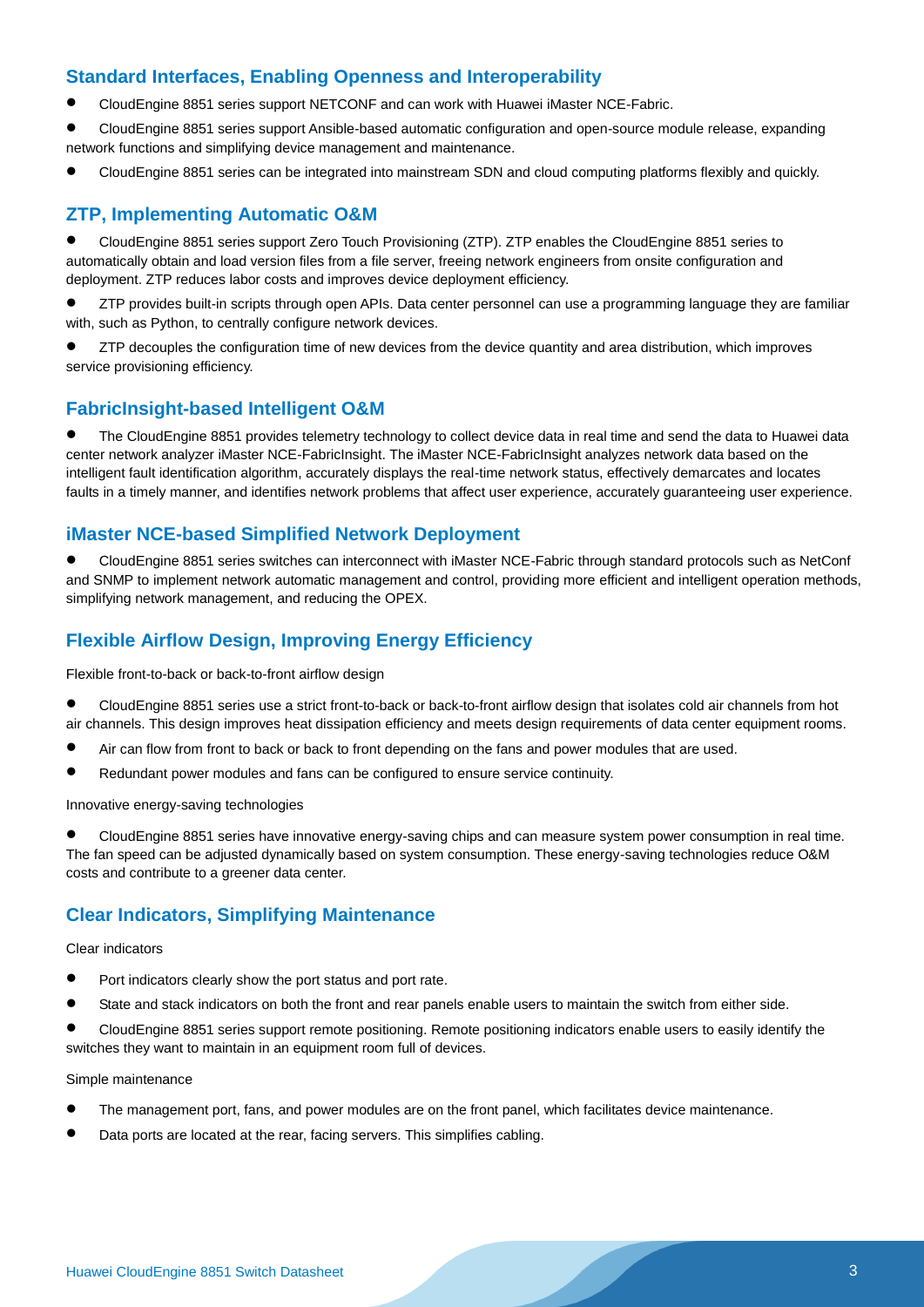## Standard Interfaces, Enabling Openness and Interoperability

- CloudEngine 8851 series support NETCONF and can work with Huawei iMaster NCE-Fabric.
- CloudEngine 8851 series support Ansible-based automatic configuration and open-source module release, expanding network functions and simplifying device management and maintenance.
- CloudEngine 8851 series can be integrated into mainstream SDN and cloud computing platforms flexibly and quickly.

## ZTP, Implementing Automatic O&M

- CloudEngine 8851 series support Zero Touch Provisioning (ZTP). ZTP enables the CloudEngine 8851 series to automatically obtain and load version files from a file server, freeing network engineers from onsite configuration and deployment. ZTP reduces labor costs and improves device deployment efficiency.
- ZTP provides built-in scripts through open APIs. Data center personnel can use a programming language they are familiar with, such as Python, to centrally configure network devices.
- ZTP decouples the configuration time of new devices from the device quantity and area distribution, which improves service provisioning efficiency.

## FabricInsight-based Intelligent O&M

- The CloudEngine 8851 provides telemetry technology to collect device data in real time and send the data to Huawei data center network analyzer iMaster NCE-FabricInsight. The iMaster NCE-FabricInsight analyzes network data based on the intelligent fault identification algorithm, accurately displays the real-time network status, effectively demarcates and locates faults in a timely manner, and identifies network problems that affect user experience, accurately guaranteeing user experience.

## iMaster NCE-based Simplified Network Deployment

- CloudEngine 8851 series switches can interconnect with iMaster NCE-Fabric through standard protocols such as NetConf and SNMP to implement network automatic management and control, providing more efficient and intelligent operation methods, simplifying network management, and reducing the OPEX.

## Flexible Airflow Design, Improving Energy Efficiency

Flexible front-to-back or back-to-front airflow design

- CloudEngine 8851 series use a strict front-to-back or back-to-front airflow design that isolates cold air channels from hot air channels. This design improves heat dissipation efficiency and meets design requirements of data center equipment rooms.
- Air can flow from front to back or back to front depending on the fans and power modules that are used.
- Redundant power modules and fans can be configured to ensure service continuity.

Innovative energy-saving technologies

- CloudEngine 8851 series have innovative energy-saving chips and can measure system power consumption in real time. The fan speed can be adjusted dynamically based on system consumption. These energy-saving technologies reduce O&M costs and contribute to a greener data center.

## Clear Indicators, Simplifying Maintenance

Clear indicators

- Port indicators clearly show the port status and port rate.
- State and stack indicators on both the front and rear panels enable users to maintain the switch from either side.
- CloudEngine 8851 series support remote positioning. Remote positioning indicators enable users to easily identify the switches they want to maintain in an equipment room full of devices.

Simple maintenance

- The management port, fans, and power modules are on the front panel, which facilitates device maintenance.
- Data ports are located at the rear, facing servers. This simplifies cabling.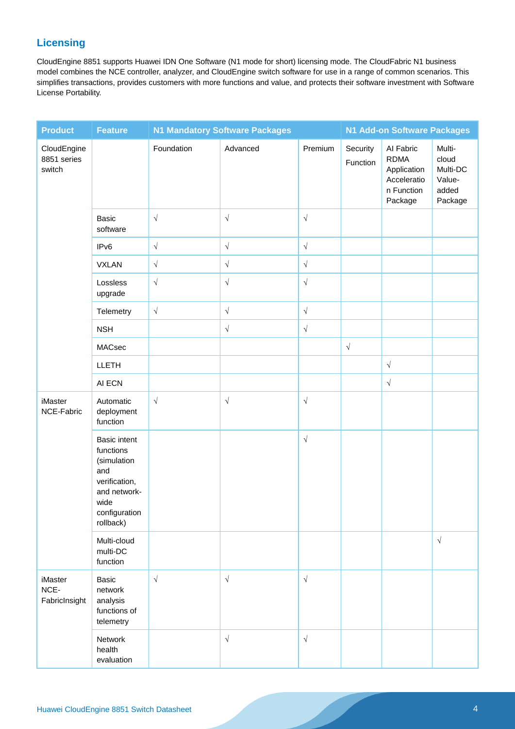## Licensing

CloudEngine 8851 supports Huawei IDN One Software (N1 mode for short) licensing mode. The CloudFabric N1 business model combines the NCE controller, analyzer, and CloudEngine switch software for use in a range of common scenarios. This simplifies transactions, provides customers with more functions and value, and protects their software investment with Software License Portability.

| Product | Feature | N1 Mandatory Software Packages | | | N1 Add-on Software Packages | | |
|---|---|---|---|---|---|---|---|
| CloudEngine 8851 series switch | | Foundation | Advanced | Premium | Security Function | AI Fabric RDMA Application Acceleration Function Package | Multi-cloud Multi-DC Value-added Package |
| | Basic software | √ | √ | √ | | | |
| | IPv6 | √ | √ | √ | | | |
| | VXLAN | √ | √ | √ | | | |
| | Lossless upgrade | √ | √ | √ | | | |
| | Telemetry | √ | √ | √ | | | |
| | NSH | | √ | √ | | | |
| | MACsec | | | | √ | | |
| | LLETH | | | | | √ | |
| | AI ECN | | | | | √ | |
| iMaster NCE-Fabric | Automatic deployment function | √ | √ | √ | | | |
| | Basic intent functions (simulation and verification, and network-wide configuration rollback) | | | √ | | | |
| | Multi-cloud multi-DC function | | | | | | √ |
| iMaster NCE-FabricInsight | Basic network analysis functions of telemetry | √ | √ | √ | | | |
| | Network health evaluation | | √ | √ | | | |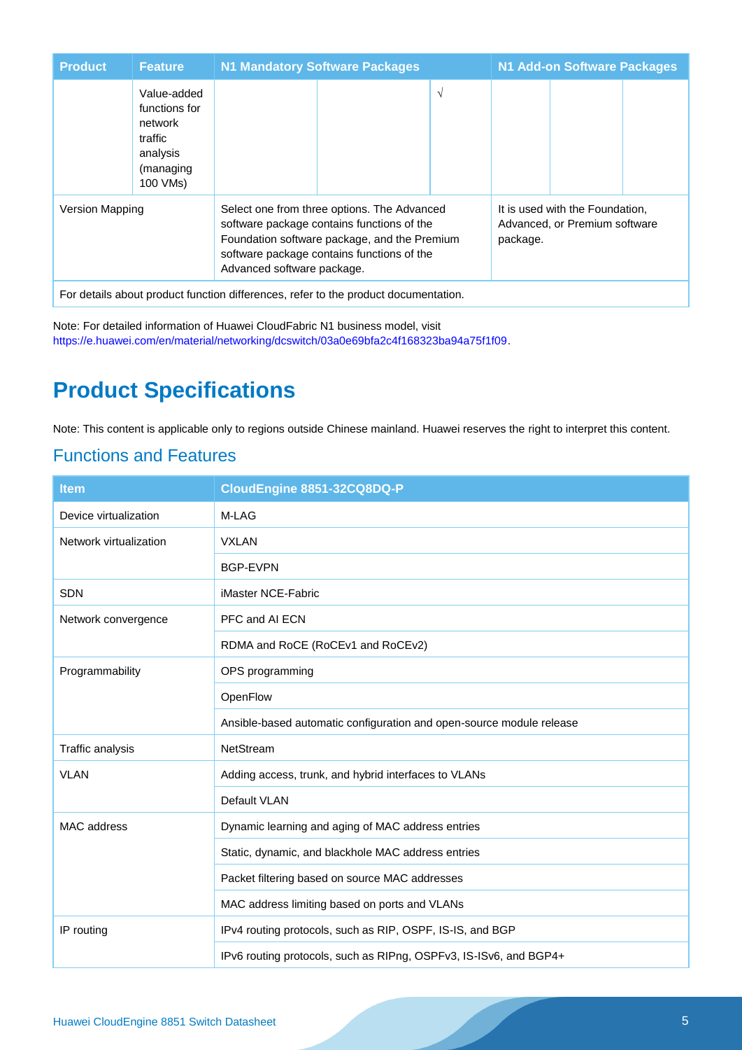| Product | Feature | N1 Mandatory Software Packages | | | N1 Add-on Software Packages | | |
|---|---|---|---|---|---|---|---|
| | Value-added functions for network traffic analysis (managing 100 VMs) | | | √ | | | |
| Version Mapping | | Select one from three options. The Advanced software package contains functions of the Foundation software package, and the Premium software package contains functions of the Advanced software package. | | | It is used with the Foundation, Advanced, or Premium software package. | | |
| For details about product function differences, refer to the product documentation. | | | | | | | |

Note: For detailed information of Huawei CloudFabric N1 business model, visit https://e.huawei.com/en/material/networking/dcswitch/03a0e69bfa2c4f168323ba94a75f1f09.

# Product Specifications

Note: This content is applicable only to regions outside Chinese mainland. Huawei reserves the right to interpret this content.

## Functions and Features

| Item | CloudEngine 8851-32CQ8DQ-P |
|---|---|
| Device virtualization | M-LAG |
| Network virtualization | VXLAN |
| | BGP-EVPN |
| SDN | iMaster NCE-Fabric |
| Network convergence | PFC and AI ECN |
| | RDMA and RoCE (RoCEv1 and RoCEv2) |
| Programmability | OPS programming |
| | OpenFlow |
| | Ansible-based automatic configuration and open-source module release |
| Traffic analysis | NetStream |
| VLAN | Adding access, trunk, and hybrid interfaces to VLANs |
| | Default VLAN |
| MAC address | Dynamic learning and aging of MAC address entries |
| | Static, dynamic, and blackhole MAC address entries |
| | Packet filtering based on source MAC addresses |
| | MAC address limiting based on ports and VLANs |
| IP routing | IPv4 routing protocols, such as RIP, OSPF, IS-IS, and BGP |
| | IPv6 routing protocols, such as RIPng, OSPFv3, IS-ISv6, and BGP4+ |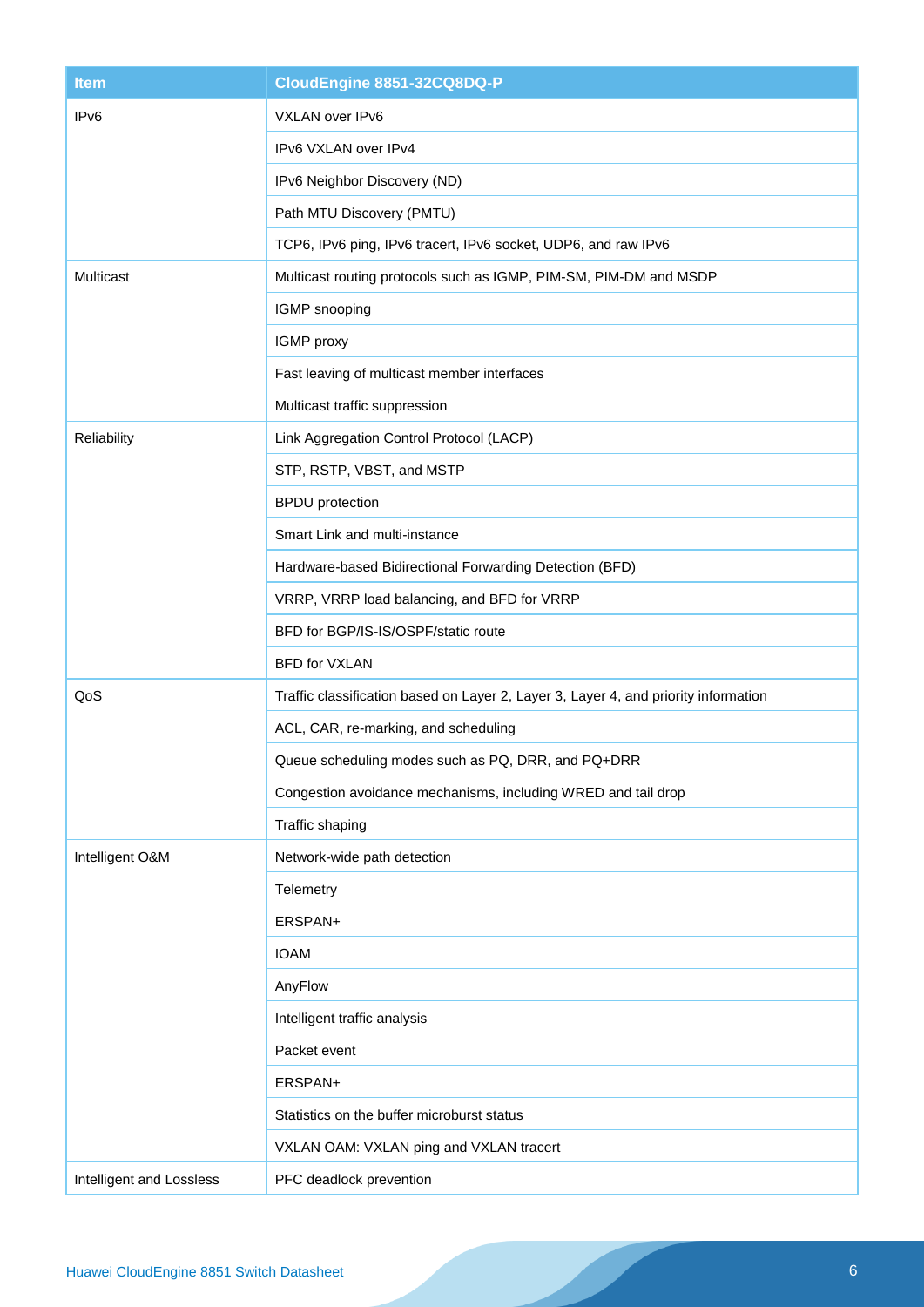| Item | CloudEngine 8851-32CQ8DQ-P |
|---|---|
| IPv6 | VXLAN over IPv6 |
| | IPv6 VXLAN over IPv4 |
| | IPv6 Neighbor Discovery (ND) |
| | Path MTU Discovery (PMTU) |
| | TCP6, IPv6 ping, IPv6 tracert, IPv6 socket, UDP6, and raw IPv6 |
| Multicast | Multicast routing protocols such as IGMP, PIM-SM, PIM-DM and MSDP |
| | IGMP snooping |
| | IGMP proxy |
| | Fast leaving of multicast member interfaces |
| | Multicast traffic suppression |
| Reliability | Link Aggregation Control Protocol (LACP) |
| | STP, RSTP, VBST, and MSTP |
| | BPDU protection |
| | Smart Link and multi-instance |
| | Hardware-based Bidirectional Forwarding Detection (BFD) |
| | VRRP, VRRP load balancing, and BFD for VRRP |
| | BFD for BGP/IS-IS/OSPF/static route |
| | BFD for VXLAN |
| QoS | Traffic classification based on Layer 2, Layer 3, Layer 4, and priority information |
| | ACL, CAR, re-marking, and scheduling |
| | Queue scheduling modes such as PQ, DRR, and PQ+DRR |
| | Congestion avoidance mechanisms, including WRED and tail drop |
| | Traffic shaping |
| Intelligent O&M | Network-wide path detection |
| | Telemetry |
| | ERSPAN+ |
| | IOAM |
| | AnyFlow |
| | Intelligent traffic analysis |
| | Packet event |
| | ERSPAN+ |
| | Statistics on the buffer microburst status |
| | VXLAN OAM: VXLAN ping and VXLAN tracert |
| Intelligent and Lossless | PFC deadlock prevention |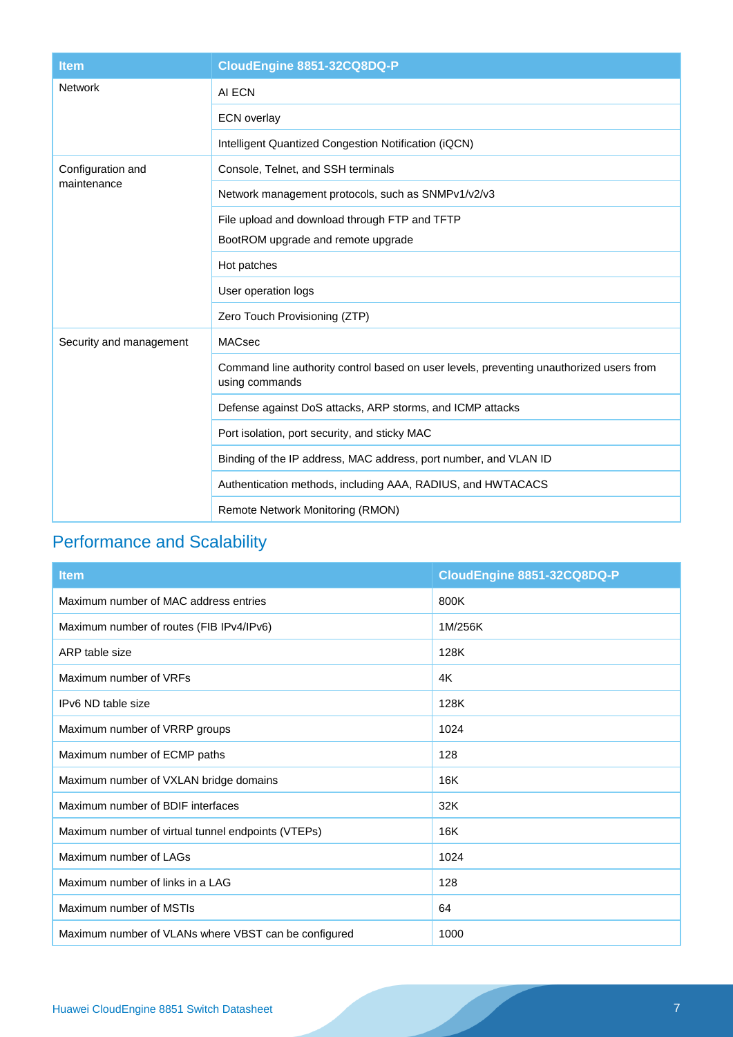| Item | CloudEngine 8851-32CQ8DQ-P |
|---|---|
| Network | AI ECN |
| | ECN overlay |
| | Intelligent Quantized Congestion Notification (iQCN) |
| Configuration and maintenance | Console, Telnet, and SSH terminals |
| | Network management protocols, such as SNMPv1/v2/v3 |
| | File upload and download through FTP and TFTP<br>BootROM upgrade and remote upgrade |
| | Hot patches |
| | User operation logs |
| | Zero Touch Provisioning (ZTP) |
| Security and management | MACsec |
| | Command line authority control based on user levels, preventing unauthorized users from using commands |
| | Defense against DoS attacks, ARP storms, and ICMP attacks |
| | Port isolation, port security, and sticky MAC |
| | Binding of the IP address, MAC address, port number, and VLAN ID |
| | Authentication methods, including AAA, RADIUS, and HWTACACS |
| | Remote Network Monitoring (RMON) |

## Performance and Scalability

| Item | CloudEngine 8851-32CQ8DQ-P |
|---|---|
| Maximum number of MAC address entries | 800K |
| Maximum number of routes (FIB IPv4/IPv6) | 1M/256K |
| ARP table size | 128K |
| Maximum number of VRFs | 4K |
| IPv6 ND table size | 128K |
| Maximum number of VRRP groups | 1024 |
| Maximum number of ECMP paths | 128 |
| Maximum number of VXLAN bridge domains | 16K |
| Maximum number of BDIF interfaces | 32K |
| Maximum number of virtual tunnel endpoints (VTEPs) | 16K |
| Maximum number of LAGs | 1024 |
| Maximum number of links in a LAG | 128 |
| Maximum number of MSTIs | 64 |
| Maximum number of VLANs where VBST can be configured | 1000 |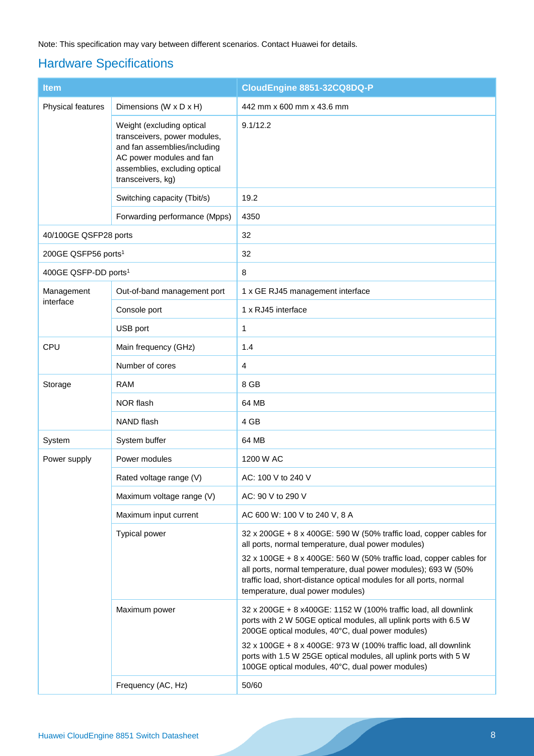Note: This specification may vary between different scenarios. Contact Huawei for details.

## Hardware Specifications

| Item | | CloudEngine 8851-32CQ8DQ-P |
|---|---|---|
| Physical features | Dimensions (W x D x H) | 442 mm x 600 mm x 43.6 mm |
| | Weight (excluding optical transceivers, power modules, and fan assemblies/including AC power modules and fan assemblies, excluding optical transceivers, kg) | 9.1/12.2 |
| | Switching capacity (Tbit/s) | 19.2 |
| | Forwarding performance (Mpps) | 4350 |
| 40/100GE QSFP28 ports | | 32 |
| 200GE QSFP56 ports[1] | | 32 |
| 400GE QSFP-DD ports[1] | | 8 |
| Management interface | Out-of-band management port | 1 x GE RJ45 management interface |
| | Console port | 1 x RJ45 interface |
| | USB port | 1 |
| CPU | Main frequency (GHz) | 1.4 |
| | Number of cores | 4 |
| Storage | RAM | 8 GB |
| | NOR flash | 64 MB |
| | NAND flash | 4 GB |
| System | System buffer | 64 MB |
| Power supply | Power modules | 1200 W AC |
| | Rated voltage range (V) | AC: 100 V to 240 V |
| | Maximum voltage range (V) | AC: 90 V to 290 V |
| | Maximum input current | AC 600 W: 100 V to 240 V, 8 A |
| | Typical power | 32 x 200GE + 8 x 400GE: 590 W (50% traffic load, copper cables for all ports, normal temperature, dual power modules)<br>32 x 100GE + 8 x 400GE: 560 W (50% traffic load, copper cables for all ports, normal temperature, dual power modules); 693 W (50% traffic load, short-distance optical modules for all ports, normal temperature, dual power modules) |
| | Maximum power | 32 x 200GE + 8 x400GE: 1152 W (100% traffic load, all downlink ports with 2 W 50GE optical modules, all uplink ports with 6.5 W 200GE optical modules, 40°C, dual power modules)<br>32 x 100GE + 8 x 400GE: 973 W (100% traffic load, all downlink ports with 1.5 W 25GE optical modules, all uplink ports with 5 W 100GE optical modules, 40°C, dual power modules) |
| | Frequency (AC, Hz) | 50/60 |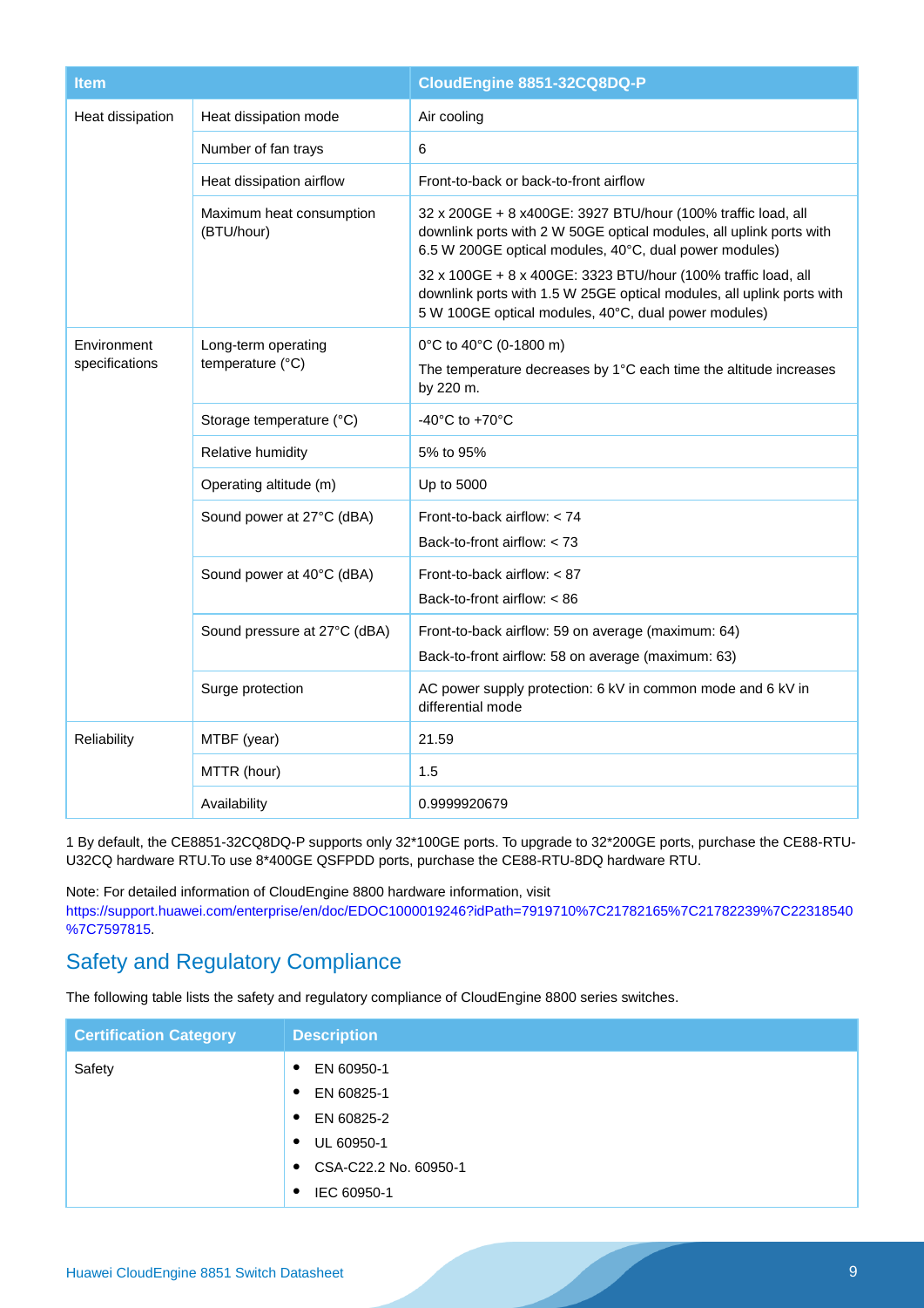| Item | | CloudEngine 8851-32CQ8DQ-P |
|---|---|---|
| Heat dissipation | Heat dissipation mode | Air cooling |
| | Number of fan trays | 6 |
| | Heat dissipation airflow | Front-to-back or back-to-front airflow |
| | Maximum heat consumption (BTU/hour) | 32 x 200GE + 8 x400GE: 3927 BTU/hour (100% traffic load, all downlink ports with 2 W 50GE optical modules, all uplink ports with 6.5 W 200GE optical modules, 40°C, dual power modules)<br>32 x 100GE + 8 x 400GE: 3323 BTU/hour (100% traffic load, all downlink ports with 1.5 W 25GE optical modules, all uplink ports with 5 W 100GE optical modules, 40°C, dual power modules) |
| Environment specifications | Long-term operating temperature (°C) | 0°C to 40°C (0-1800 m)<br>The temperature decreases by 1°C each time the altitude increases by 220 m. |
| | Storage temperature (°C) | -40°C to +70°C |
| | Relative humidity | 5% to 95% |
| | Operating altitude (m) | Up to 5000 |
| | Sound power at 27°C (dBA) | Front-to-back airflow: < 74<br>Back-to-front airflow: < 73 |
| | Sound power at 40°C (dBA) | Front-to-back airflow: < 87<br>Back-to-front airflow: < 86 |
| | Sound pressure at 27°C (dBA) | Front-to-back airflow: 59 on average (maximum: 64)<br>Back-to-front airflow: 58 on average (maximum: 63) |
| | Surge protection | AC power supply protection: 6 kV in common mode and 6 kV in differential mode |
| Reliability | MTBF (year) | 21.59 |
| | MTTR (hour) | 1.5 |
| | Availability | 0.9999920679 |

1 By default, the CE8851-32CQ8DQ-P supports only 32*100GE ports. To upgrade to 32*200GE ports, purchase the CE88-RTU-U32CQ hardware RTU.To use 8*400GE QSFPDD ports, purchase the CE88-RTU-8DQ hardware RTU.

Note: For detailed information of CloudEngine 8800 hardware information, visit https://support.huawei.com/enterprise/en/doc/EDOC1000019246?idPath=7919710%7C21782165%7C21782239%7C22318540%7C7597815.

## Safety and Regulatory Compliance

The following table lists the safety and regulatory compliance of CloudEngine 8800 series switches.

| Certification Category | Description |
|---|---|
| Safety | • EN 60950-1<br>• EN 60825-1<br>• EN 60825-2<br>• UL 60950-1<br>• CSA-C22.2 No. 60950-1<br>• IEC 60950-1 |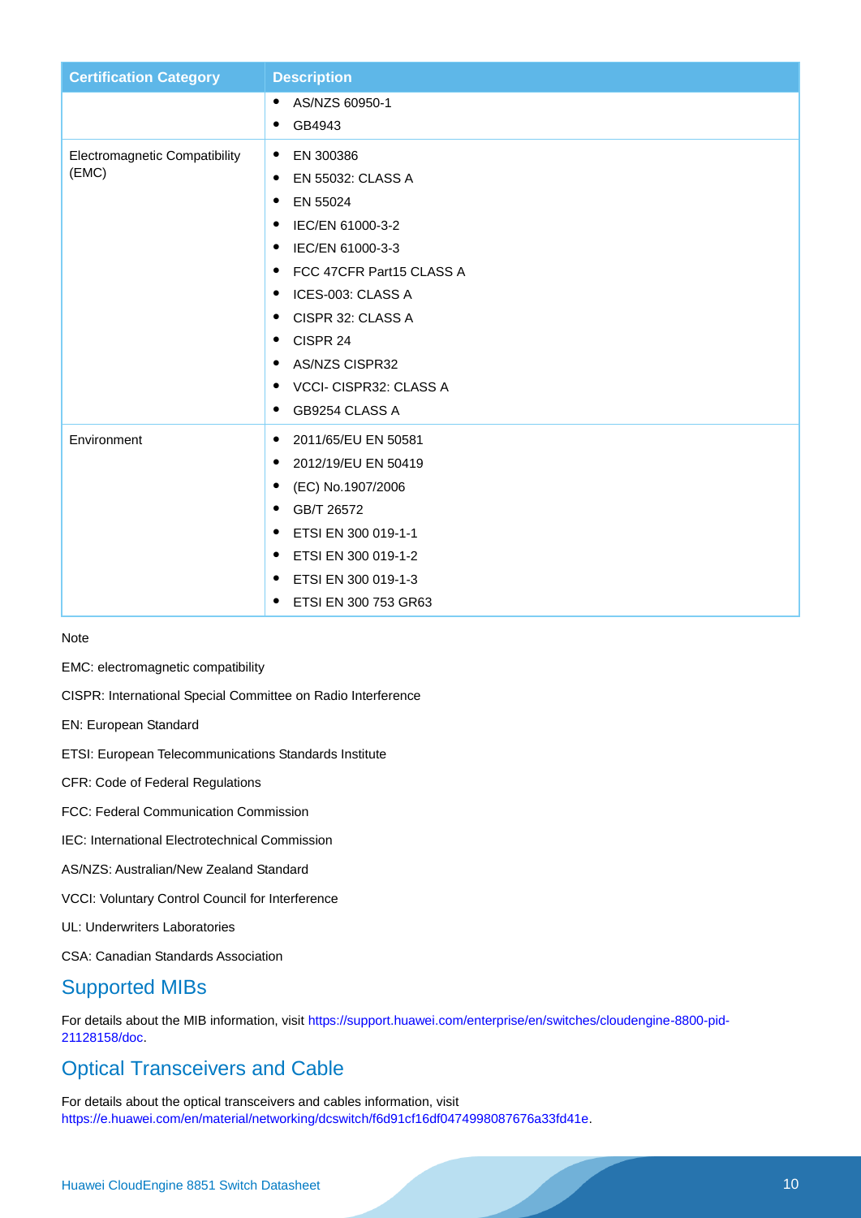| Certification Category | Description |
| --- | --- |
| | • AS/NZS 60950-1<br>• GB4943 |
| Electromagnetic Compatibility (EMC) | • EN 300386<br>• EN 55032: CLASS A<br>• EN 55024<br>• IEC/EN 61000-3-2<br>• IEC/EN 61000-3-3<br>• FCC 47CFR Part15 CLASS A<br>• ICES-003: CLASS A<br>• CISPR 32: CLASS A<br>• CISPR 24<br>• AS/NZS CISPR32<br>• VCCI- CISPR32: CLASS A<br>• GB9254 CLASS A |
| Environment | • 2011/65/EU EN 50581<br>• 2012/19/EU EN 50419<br>• (EC) No.1907/2006<br>• GB/T 26572<br>• ETSI EN 300 019-1-1<br>• ETSI EN 300 019-1-2<br>• ETSI EN 300 019-1-3<br>• ETSI EN 300 753 GR63 |

Note

EMC: electromagnetic compatibility

CISPR: International Special Committee on Radio Interference

EN: European Standard

ETSI: European Telecommunications Standards Institute

CFR: Code of Federal Regulations

FCC: Federal Communication Commission

IEC: International Electrotechnical Commission

AS/NZS: Australian/New Zealand Standard

VCCI: Voluntary Control Council for Interference

UL: Underwriters Laboratories

CSA: Canadian Standards Association

## Supported MIBs

For details about the MIB information, visit https://support.huawei.com/enterprise/en/switches/cloudengine-8800-pid-21128158/doc.

## Optical Transceivers and Cable

For details about the optical transceivers and cables information, visit https://e.huawei.com/en/material/networking/dcswitch/f6d91cf16df0474998087676a33fd41e.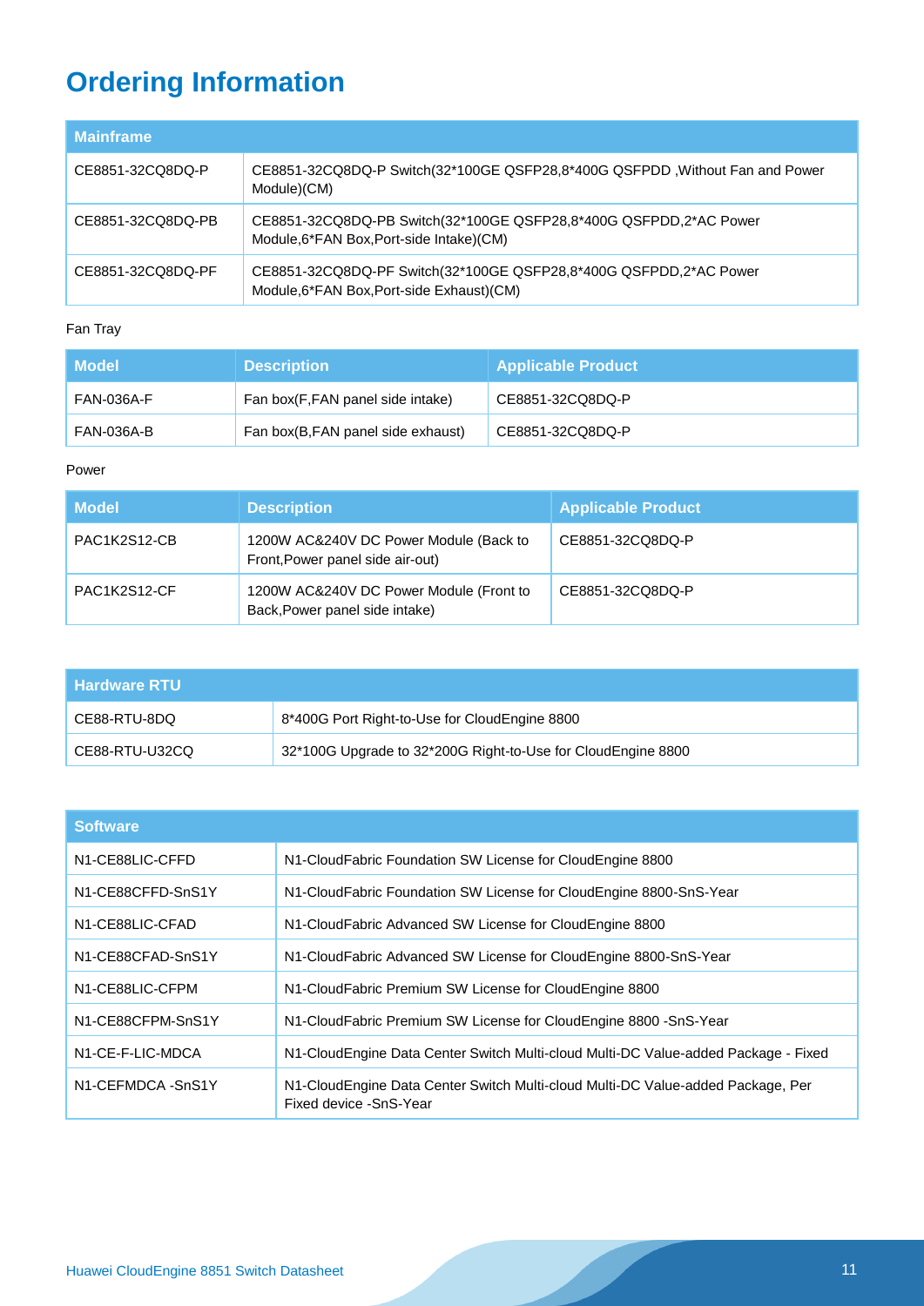# Ordering Information

| Mainframe | |
|---|---|
| CE8851-32CQ8DQ-P | CE8851-32CQ8DQ-P Switch(32*100GE QSFP28,8*400G QSFPDD ,Without Fan and Power Module)(CM) |
| CE8851-32CQ8DQ-PB | CE8851-32CQ8DQ-PB Switch(32*100GE QSFP28,8*400G QSFPDD,2*AC Power Module,6*FAN Box,Port-side Intake)(CM) |
| CE8851-32CQ8DQ-PF | CE8851-32CQ8DQ-PF Switch(32*100GE QSFP28,8*400G QSFPDD,2*AC Power Module,6*FAN Box,Port-side Exhaust)(CM) |

Fan Tray

| Model | Description | Applicable Product |
|---|---|---|
| FAN-036A-F | Fan box(F,FAN panel side intake) | CE8851-32CQ8DQ-P |
| FAN-036A-B | Fan box(B,FAN panel side exhaust) | CE8851-32CQ8DQ-P |

Power

| Model | Description | Applicable Product |
|---|---|---|
| PAC1K2S12-CB | 1200W AC&240V DC Power Module (Back to Front,Power panel side air-out) | CE8851-32CQ8DQ-P |
| PAC1K2S12-CF | 1200W AC&240V DC Power Module (Front to Back,Power panel side intake) | CE8851-32CQ8DQ-P |

| Hardware RTU | |
|---|---|
| CE88-RTU-8DQ | 8*400G Port Right-to-Use for CloudEngine 8800 |
| CE88-RTU-U32CQ | 32*100G Upgrade to 32*200G Right-to-Use for CloudEngine 8800 |

| Software | |
|---|---|
| N1-CE88LIC-CFFD | N1-CloudFabric Foundation SW License for CloudEngine 8800 |
| N1-CE88CFFD-SnS1Y | N1-CloudFabric Foundation SW License for CloudEngine 8800-SnS-Year |
| N1-CE88LIC-CFAD | N1-CloudFabric Advanced SW License for CloudEngine 8800 |
| N1-CE88CFAD-SnS1Y | N1-CloudFabric Advanced SW License for CloudEngine 8800-SnS-Year |
| N1-CE88LIC-CFPM | N1-CloudFabric Premium SW License for CloudEngine 8800 |
| N1-CE88CFPM-SnS1Y | N1-CloudFabric Premium SW License for CloudEngine 8800 -SnS-Year |
| N1-CE-F-LIC-MDCA | N1-CloudEngine Data Center Switch Multi-cloud Multi-DC Value-added Package - Fixed |
| N1-CEFMDCA -SnS1Y | N1-CloudEngine Data Center Switch Multi-cloud Multi-DC Value-added Package, Per Fixed device -SnS-Year |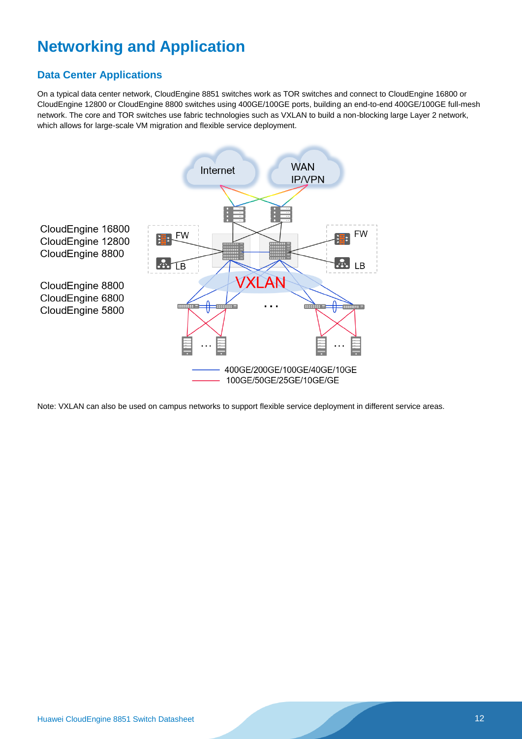# Networking and Application

## Data Center Applications

On a typical data center network, CloudEngine 8851 switches work as TOR switches and connect to CloudEngine 16800 or CloudEngine 12800 or CloudEngine 8800 switches using 400GE/100GE ports, building an end-to-end 400GE/100GE full-mesh network. The core and TOR switches use fabric technologies such as VXLAN to build a non-blocking large Layer 2 network, which allows for large-scale VM migration and flexible service deployment.

Note: VXLAN can also be used on campus networks to support flexible service deployment in different service areas.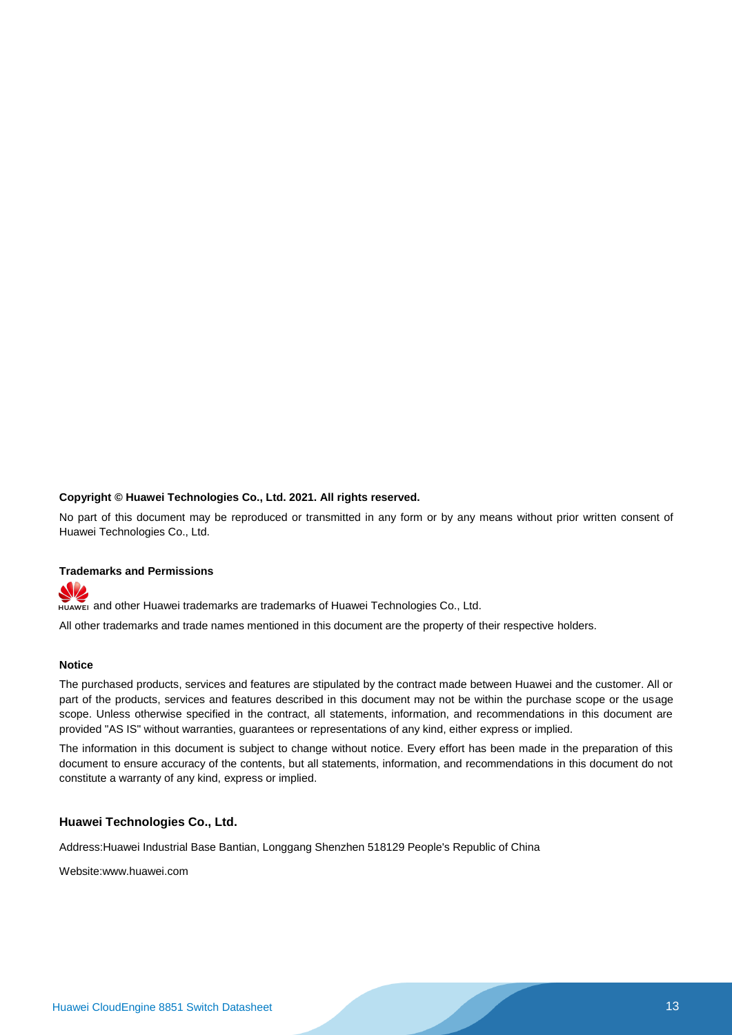**Copyright © Huawei Technologies Co., Ltd. 2021. All rights reserved.**

No part of this document may be reproduced or transmitted in any form or by any means without prior written consent of Huawei Technologies Co., Ltd.

**Trademarks and Permissions**

HUAWEI and other Huawei trademarks are trademarks of Huawei Technologies Co., Ltd.

All other trademarks and trade names mentioned in this document are the property of their respective holders.

**Notice**

The purchased products, services and features are stipulated by the contract made between Huawei and the customer. All or part of the products, services and features described in this document may not be within the purchase scope or the usage scope. Unless otherwise specified in the contract, all statements, information, and recommendations in this document are provided "AS IS" without warranties, guarantees or representations of any kind, either express or implied.

The information in this document is subject to change without notice. Every effort has been made in the preparation of this document to ensure accuracy of the contents, but all statements, information, and recommendations in this document do not constitute a warranty of any kind, express or implied.

**Huawei Technologies Co., Ltd.**

Address:Huawei Industrial Base Bantian, Longgang Shenzhen 518129 People's Republic of China

Website:www.huawei.com